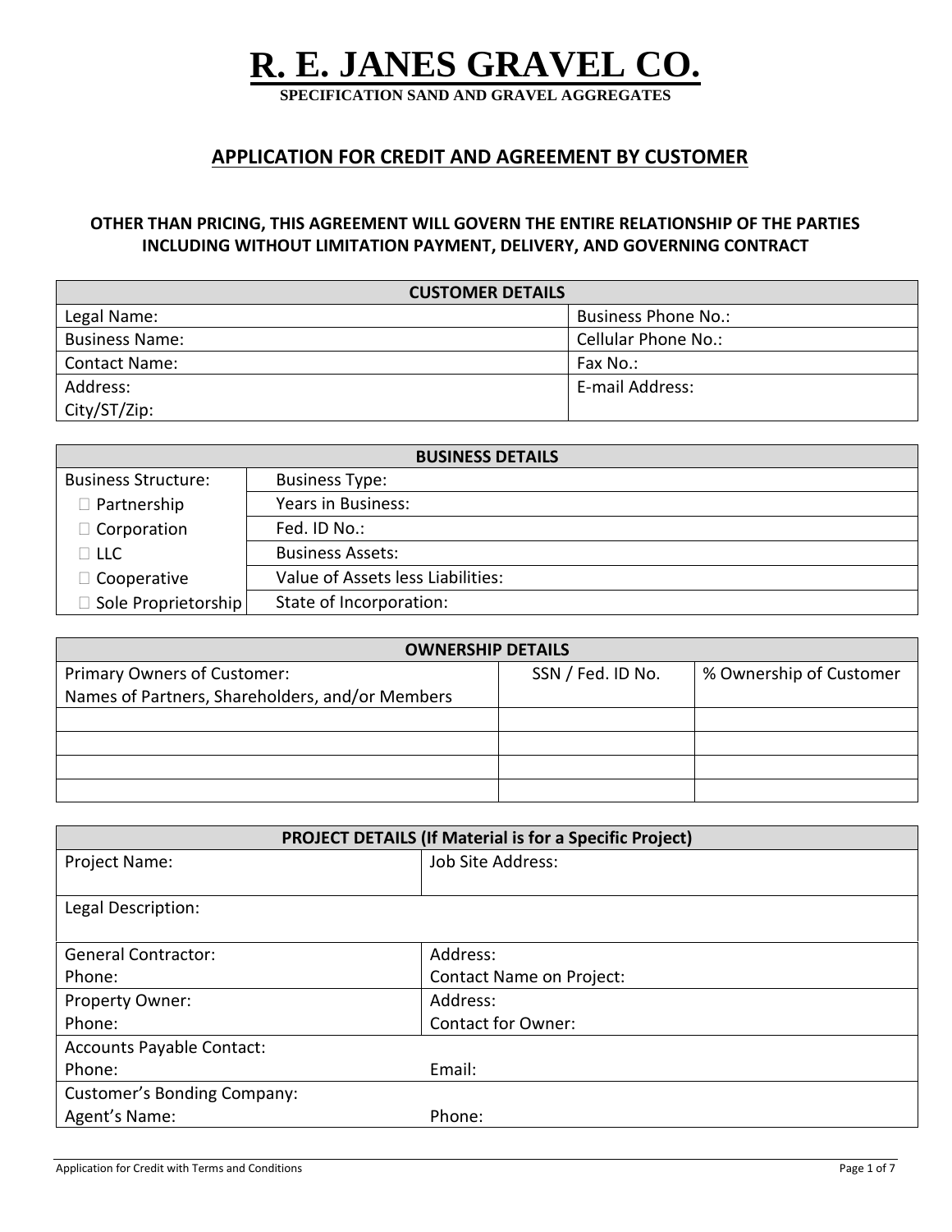# R. E. JANES GRAVEL CO.

**SPECIFICATION SAND AND GRAVEL AGGREGATES**

## APPLICATION FOR CREDIT AND AGREEMENT BY CUSTOMER

**OTHER THAN PRICING, THIS AGREEMENT WILL GOVERN THE ENTIRE RELATIONSHIP OF THE PARTIES INCLUDING WITHOUT LIMITATION PAYMENT, DELIVERY, AND GOVERNING CONTRACT**

| CUSTOMER DETAILS | |
|---|---|
| Legal Name: | Business Phone No.: |
| Business Name: | Cellular Phone No.: |
| Contact Name: | Fax No.: |
| Address:<br>City/ST/Zip: | E-mail Address: |

| BUSINESS DETAILS | |
|---|---|
| Business Structure: | Business Type: |
| ☐ Partnership | Years in Business: |
| ☐ Corporation | Fed. ID No.: |
| ☐ LLC | Business Assets: |
| ☐ Cooperative | Value of Assets less Liabilities: |
| ☐ Sole Proprietorship | State of Incorporation: |

| OWNERSHIP DETAILS | | |
|---|---|---|
| Primary Owners of Customer:<br>Names of Partners, Shareholders, and/or Members | SSN / Fed. ID No. | % Ownership of Customer |
| | | |
| | | |
| | | |
| | | |

| PROJECT DETAILS (If Material is for a Specific Project) | |
|---|---|
| Project Name: | Job Site Address: |
| Legal Description: | |
| General Contractor:<br>Phone: | Address:<br>Contact Name on Project: |
| Property Owner:<br>Phone: | Address:<br>Contact for Owner: |
| Accounts Payable Contact:<br>Phone: | Email: |
| Customer's Bonding Company:<br>Agent's Name: | Phone: |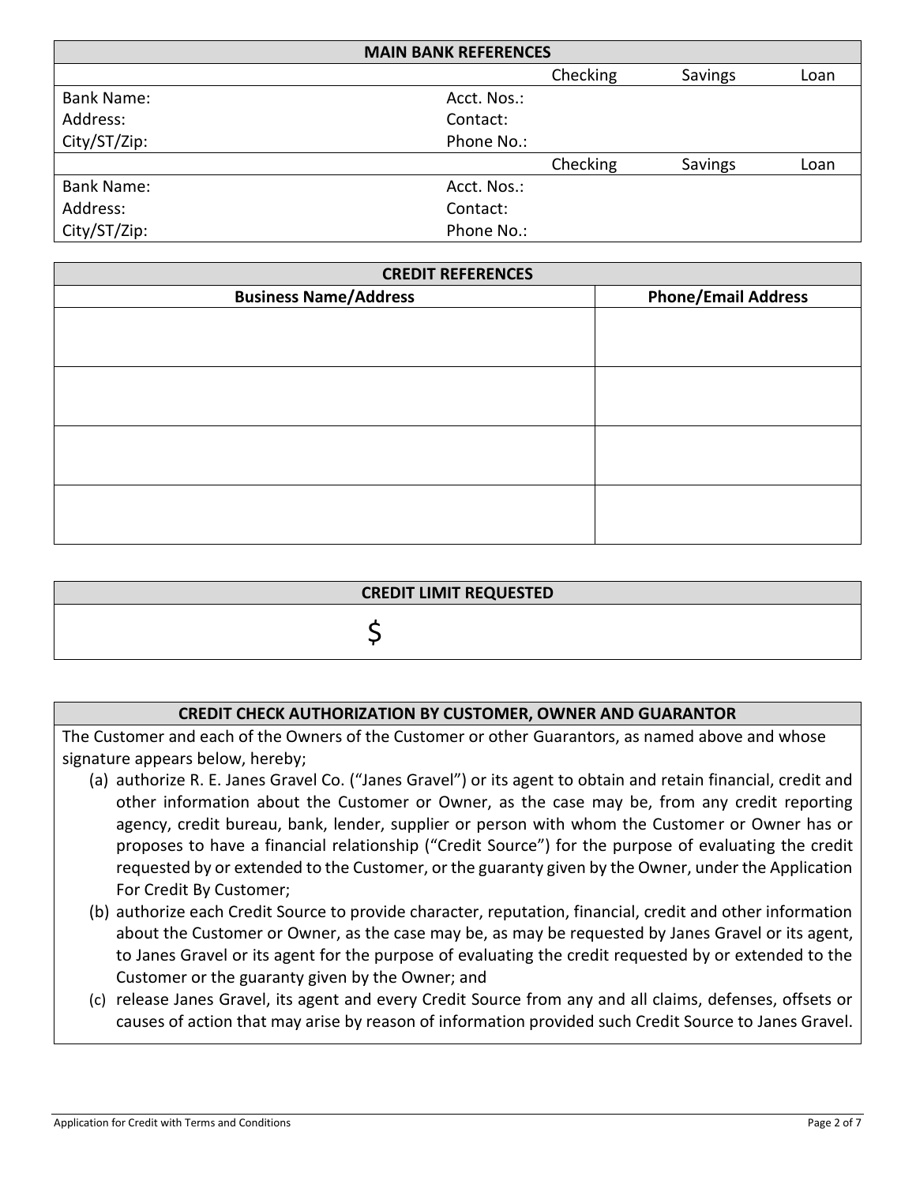## MAIN BANK REFERENCES

| | | Checking | Savings | Loan |
|---|---|---|---|---|
| Bank Name: | Acct. Nos.: | | | |
| Address: | Contact: | | | |
| City/ST/Zip: | Phone No.: | | | |
| | | Checking | Savings | Loan |
| Bank Name: | Acct. Nos.: | | | |
| Address: | Contact: | | | |
| City/ST/Zip: | Phone No.: | | | |

## CREDIT REFERENCES

| Business Name/Address | Phone/Email Address |
|---|---|
| | |
| | |
| | |
| | |

## CREDIT LIMIT REQUESTED

$

## CREDIT CHECK AUTHORIZATION BY CUSTOMER, OWNER AND GUARANTOR

The Customer and each of the Owners of the Customer or other Guarantors, as named above and whose signature appears below, hereby;

(a) authorize R. E. Janes Gravel Co. ("Janes Gravel") or its agent to obtain and retain financial, credit and other information about the Customer or Owner, as the case may be, from any credit reporting agency, credit bureau, bank, lender, supplier or person with whom the Customer or Owner has or proposes to have a financial relationship ("Credit Source") for the purpose of evaluating the credit requested by or extended to the Customer, or the guaranty given by the Owner, under the Application For Credit By Customer;

(b) authorize each Credit Source to provide character, reputation, financial, credit and other information about the Customer or Owner, as the case may be, as may be requested by Janes Gravel or its agent, to Janes Gravel or its agent for the purpose of evaluating the credit requested by or extended to the Customer or the guaranty given by the Owner; and

(c) release Janes Gravel, its agent and every Credit Source from any and all claims, defenses, offsets or causes of action that may arise by reason of information provided such Credit Source to Janes Gravel.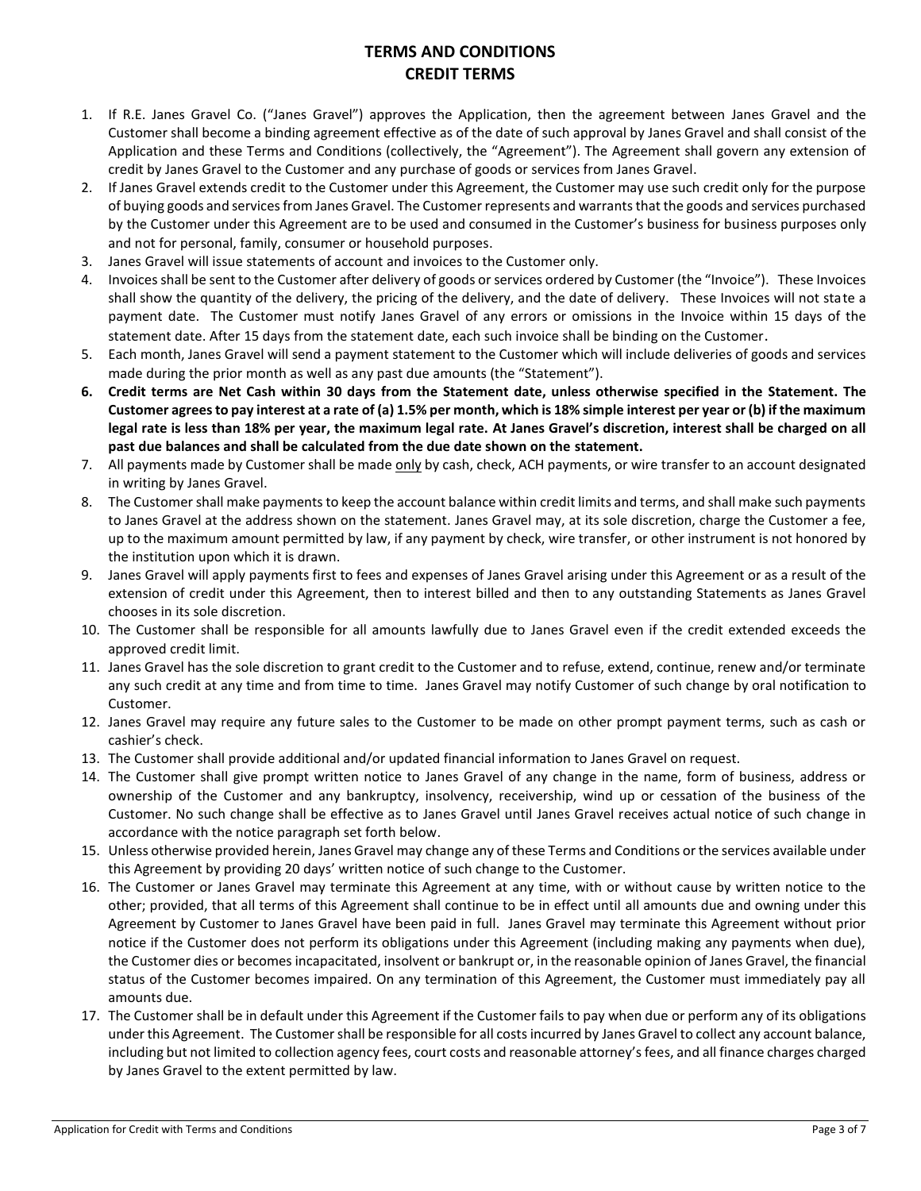# TERMS AND CONDITIONS
## CREDIT TERMS

1. If R.E. Janes Gravel Co. ("Janes Gravel") approves the Application, then the agreement between Janes Gravel and the Customer shall become a binding agreement effective as of the date of such approval by Janes Gravel and shall consist of the Application and these Terms and Conditions (collectively, the "Agreement"). The Agreement shall govern any extension of credit by Janes Gravel to the Customer and any purchase of goods or services from Janes Gravel.
2. If Janes Gravel extends credit to the Customer under this Agreement, the Customer may use such credit only for the purpose of buying goods and services from Janes Gravel. The Customer represents and warrants that the goods and services purchased by the Customer under this Agreement are to be used and consumed in the Customer's business for business purposes only and not for personal, family, consumer or household purposes.
3. Janes Gravel will issue statements of account and invoices to the Customer only.
4. Invoices shall be sent to the Customer after delivery of goods or services ordered by Customer (the "Invoice"). These Invoices shall show the quantity of the delivery, the pricing of the delivery, and the date of delivery. These Invoices will not state a payment date. The Customer must notify Janes Gravel of any errors or omissions in the Invoice within 15 days of the statement date. After 15 days from the statement date, each such invoice shall be binding on the Customer.
5. Each month, Janes Gravel will send a payment statement to the Customer which will include deliveries of goods and services made during the prior month as well as any past due amounts (the "Statement").
6. **Credit terms are Net Cash within 30 days from the Statement date, unless otherwise specified in the Statement. The Customer agrees to pay interest at a rate of (a) 1.5% per month, which is 18% simple interest per year or (b) if the maximum legal rate is less than 18% per year, the maximum legal rate. At Janes Gravel's discretion, interest shall be charged on all past due balances and shall be calculated from the due date shown on the statement.**
7. All payments made by Customer shall be made only by cash, check, ACH payments, or wire transfer to an account designated in writing by Janes Gravel.
8. The Customer shall make payments to keep the account balance within credit limits and terms, and shall make such payments to Janes Gravel at the address shown on the statement. Janes Gravel may, at its sole discretion, charge the Customer a fee, up to the maximum amount permitted by law, if any payment by check, wire transfer, or other instrument is not honored by the institution upon which it is drawn.
9. Janes Gravel will apply payments first to fees and expenses of Janes Gravel arising under this Agreement or as a result of the extension of credit under this Agreement, then to interest billed and then to any outstanding Statements as Janes Gravel chooses in its sole discretion.
10. The Customer shall be responsible for all amounts lawfully due to Janes Gravel even if the credit extended exceeds the approved credit limit.
11. Janes Gravel has the sole discretion to grant credit to the Customer and to refuse, extend, continue, renew and/or terminate any such credit at any time and from time to time. Janes Gravel may notify Customer of such change by oral notification to Customer.
12. Janes Gravel may require any future sales to the Customer to be made on other prompt payment terms, such as cash or cashier's check.
13. The Customer shall provide additional and/or updated financial information to Janes Gravel on request.
14. The Customer shall give prompt written notice to Janes Gravel of any change in the name, form of business, address or ownership of the Customer and any bankruptcy, insolvency, receivership, wind up or cessation of the business of the Customer. No such change shall be effective as to Janes Gravel until Janes Gravel receives actual notice of such change in accordance with the notice paragraph set forth below.
15. Unless otherwise provided herein, Janes Gravel may change any of these Terms and Conditions or the services available under this Agreement by providing 20 days' written notice of such change to the Customer.
16. The Customer or Janes Gravel may terminate this Agreement at any time, with or without cause by written notice to the other; provided, that all terms of this Agreement shall continue to be in effect until all amounts due and owning under this Agreement by Customer to Janes Gravel have been paid in full. Janes Gravel may terminate this Agreement without prior notice if the Customer does not perform its obligations under this Agreement (including making any payments when due), the Customer dies or becomes incapacitated, insolvent or bankrupt or, in the reasonable opinion of Janes Gravel, the financial status of the Customer becomes impaired. On any termination of this Agreement, the Customer must immediately pay all amounts due.
17. The Customer shall be in default under this Agreement if the Customer fails to pay when due or perform any of its obligations under this Agreement. The Customer shall be responsible for all costs incurred by Janes Gravel to collect any account balance, including but not limited to collection agency fees, court costs and reasonable attorney's fees, and all finance charges charged by Janes Gravel to the extent permitted by law.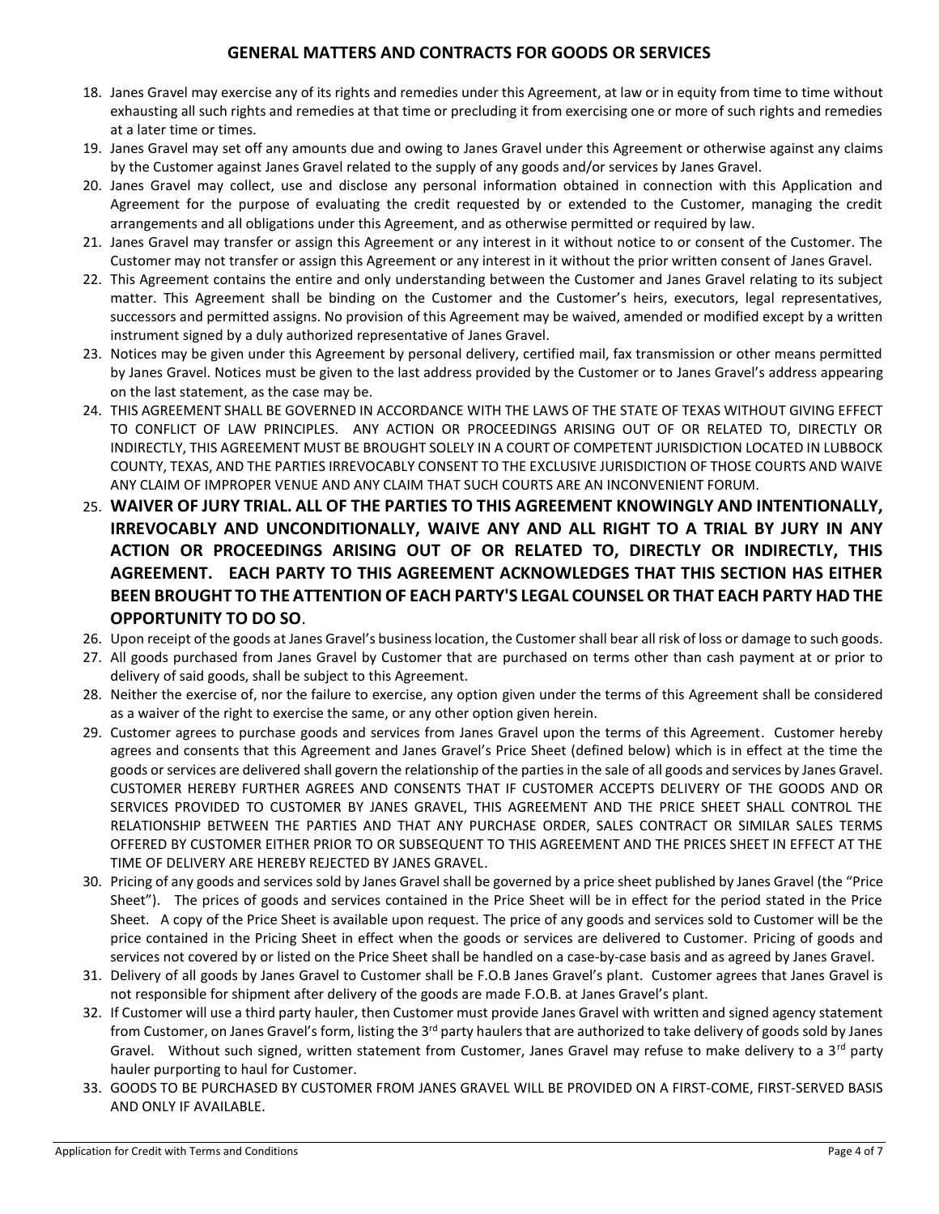## GENERAL MATTERS AND CONTRACTS FOR GOODS OR SERVICES

18. Janes Gravel may exercise any of its rights and remedies under this Agreement, at law or in equity from time to time without exhausting all such rights and remedies at that time or precluding it from exercising one or more of such rights and remedies at a later time or times.
19. Janes Gravel may set off any amounts due and owing to Janes Gravel under this Agreement or otherwise against any claims by the Customer against Janes Gravel related to the supply of any goods and/or services by Janes Gravel.
20. Janes Gravel may collect, use and disclose any personal information obtained in connection with this Application and Agreement for the purpose of evaluating the credit requested by or extended to the Customer, managing the credit arrangements and all obligations under this Agreement, and as otherwise permitted or required by law.
21. Janes Gravel may transfer or assign this Agreement or any interest in it without notice to or consent of the Customer. The Customer may not transfer or assign this Agreement or any interest in it without the prior written consent of Janes Gravel.
22. This Agreement contains the entire and only understanding between the Customer and Janes Gravel relating to its subject matter. This Agreement shall be binding on the Customer and the Customer's heirs, executors, legal representatives, successors and permitted assigns. No provision of this Agreement may be waived, amended or modified except by a written instrument signed by a duly authorized representative of Janes Gravel.
23. Notices may be given under this Agreement by personal delivery, certified mail, fax transmission or other means permitted by Janes Gravel. Notices must be given to the last address provided by the Customer or to Janes Gravel's address appearing on the last statement, as the case may be.
24. THIS AGREEMENT SHALL BE GOVERNED IN ACCORDANCE WITH THE LAWS OF THE STATE OF TEXAS WITHOUT GIVING EFFECT TO CONFLICT OF LAW PRINCIPLES. ANY ACTION OR PROCEEDINGS ARISING OUT OF OR RELATED TO, DIRECTLY OR INDIRECTLY, THIS AGREEMENT MUST BE BROUGHT SOLELY IN A COURT OF COMPETENT JURISDICTION LOCATED IN LUBBOCK COUNTY, TEXAS, AND THE PARTIES IRREVOCABLY CONSENT TO THE EXCLUSIVE JURISDICTION OF THOSE COURTS AND WAIVE ANY CLAIM OF IMPROPER VENUE AND ANY CLAIM THAT SUCH COURTS ARE AN INCONVENIENT FORUM.
25. **WAIVER OF JURY TRIAL. ALL OF THE PARTIES TO THIS AGREEMENT KNOWINGLY AND INTENTIONALLY, IRREVOCABLY AND UNCONDITIONALLY, WAIVE ANY AND ALL RIGHT TO A TRIAL BY JURY IN ANY ACTION OR PROCEEDINGS ARISING OUT OF OR RELATED TO, DIRECTLY OR INDIRECTLY, THIS AGREEMENT. EACH PARTY TO THIS AGREEMENT ACKNOWLEDGES THAT THIS SECTION HAS EITHER BEEN BROUGHT TO THE ATTENTION OF EACH PARTY'S LEGAL COUNSEL OR THAT EACH PARTY HAD THE OPPORTUNITY TO DO SO**.
26. Upon receipt of the goods at Janes Gravel's business location, the Customer shall bear all risk of loss or damage to such goods.
27. All goods purchased from Janes Gravel by Customer that are purchased on terms other than cash payment at or prior to delivery of said goods, shall be subject to this Agreement.
28. Neither the exercise of, nor the failure to exercise, any option given under the terms of this Agreement shall be considered as a waiver of the right to exercise the same, or any other option given herein.
29. Customer agrees to purchase goods and services from Janes Gravel upon the terms of this Agreement. Customer hereby agrees and consents that this Agreement and Janes Gravel's Price Sheet (defined below) which is in effect at the time the goods or services are delivered shall govern the relationship of the parties in the sale of all goods and services by Janes Gravel. CUSTOMER HEREBY FURTHER AGREES AND CONSENTS THAT IF CUSTOMER ACCEPTS DELIVERY OF THE GOODS AND OR SERVICES PROVIDED TO CUSTOMER BY JANES GRAVEL, THIS AGREEMENT AND THE PRICE SHEET SHALL CONTROL THE RELATIONSHIP BETWEEN THE PARTIES AND THAT ANY PURCHASE ORDER, SALES CONTRACT OR SIMILAR SALES TERMS OFFERED BY CUSTOMER EITHER PRIOR TO OR SUBSEQUENT TO THIS AGREEMENT AND THE PRICES SHEET IN EFFECT AT THE TIME OF DELIVERY ARE HEREBY REJECTED BY JANES GRAVEL.
30. Pricing of any goods and services sold by Janes Gravel shall be governed by a price sheet published by Janes Gravel (the "Price Sheet"). The prices of goods and services contained in the Price Sheet will be in effect for the period stated in the Price Sheet. A copy of the Price Sheet is available upon request. The price of any goods and services sold to Customer will be the price contained in the Pricing Sheet in effect when the goods or services are delivered to Customer. Pricing of goods and services not covered by or listed on the Price Sheet shall be handled on a case-by-case basis and as agreed by Janes Gravel.
31. Delivery of all goods by Janes Gravel to Customer shall be F.O.B Janes Gravel's plant. Customer agrees that Janes Gravel is not responsible for shipment after delivery of the goods are made F.O.B. at Janes Gravel's plant.
32. If Customer will use a third party hauler, then Customer must provide Janes Gravel with written and signed agency statement from Customer, on Janes Gravel's form, listing the 3rd party haulers that are authorized to take delivery of goods sold by Janes Gravel. Without such signed, written statement from Customer, Janes Gravel may refuse to make delivery to a 3rd party hauler purporting to haul for Customer.
33. GOODS TO BE PURCHASED BY CUSTOMER FROM JANES GRAVEL WILL BE PROVIDED ON A FIRST-COME, FIRST-SERVED BASIS AND ONLY IF AVAILABLE.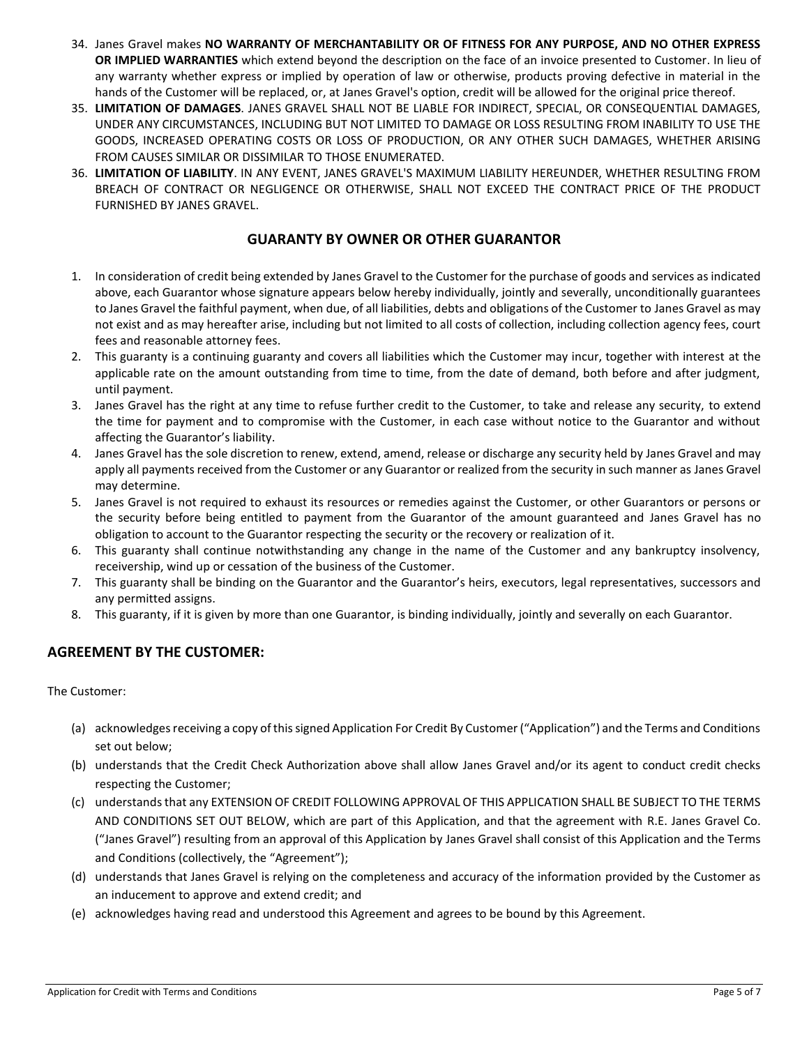34. Janes Gravel makes **NO WARRANTY OF MERCHANTABILITY OR OF FITNESS FOR ANY PURPOSE, AND NO OTHER EXPRESS OR IMPLIED WARRANTIES** which extend beyond the description on the face of an invoice presented to Customer. In lieu of any warranty whether express or implied by operation of law or otherwise, products proving defective in material in the hands of the Customer will be replaced, or, at Janes Gravel's option, credit will be allowed for the original price thereof.
35. **LIMITATION OF DAMAGES**. JANES GRAVEL SHALL NOT BE LIABLE FOR INDIRECT, SPECIAL, OR CONSEQUENTIAL DAMAGES, UNDER ANY CIRCUMSTANCES, INCLUDING BUT NOT LIMITED TO DAMAGE OR LOSS RESULTING FROM INABILITY TO USE THE GOODS, INCREASED OPERATING COSTS OR LOSS OF PRODUCTION, OR ANY OTHER SUCH DAMAGES, WHETHER ARISING FROM CAUSES SIMILAR OR DISSIMILAR TO THOSE ENUMERATED.
36. **LIMITATION OF LIABILITY**. IN ANY EVENT, JANES GRAVEL'S MAXIMUM LIABILITY HEREUNDER, WHETHER RESULTING FROM BREACH OF CONTRACT OR NEGLIGENCE OR OTHERWISE, SHALL NOT EXCEED THE CONTRACT PRICE OF THE PRODUCT FURNISHED BY JANES GRAVEL.

## GUARANTY BY OWNER OR OTHER GUARANTOR

1. In consideration of credit being extended by Janes Gravel to the Customer for the purchase of goods and services as indicated above, each Guarantor whose signature appears below hereby individually, jointly and severally, unconditionally guarantees to Janes Gravel the faithful payment, when due, of all liabilities, debts and obligations of the Customer to Janes Gravel as may not exist and as may hereafter arise, including but not limited to all costs of collection, including collection agency fees, court fees and reasonable attorney fees.
2. This guaranty is a continuing guaranty and covers all liabilities which the Customer may incur, together with interest at the applicable rate on the amount outstanding from time to time, from the date of demand, both before and after judgment, until payment.
3. Janes Gravel has the right at any time to refuse further credit to the Customer, to take and release any security, to extend the time for payment and to compromise with the Customer, in each case without notice to the Guarantor and without affecting the Guarantor's liability.
4. Janes Gravel has the sole discretion to renew, extend, amend, release or discharge any security held by Janes Gravel and may apply all payments received from the Customer or any Guarantor or realized from the security in such manner as Janes Gravel may determine.
5. Janes Gravel is not required to exhaust its resources or remedies against the Customer, or other Guarantors or persons or the security before being entitled to payment from the Guarantor of the amount guaranteed and Janes Gravel has no obligation to account to the Guarantor respecting the security or the recovery or realization of it.
6. This guaranty shall continue notwithstanding any change in the name of the Customer and any bankruptcy insolvency, receivership, wind up or cessation of the business of the Customer.
7. This guaranty shall be binding on the Guarantor and the Guarantor's heirs, executors, legal representatives, successors and any permitted assigns.
8. This guaranty, if it is given by more than one Guarantor, is binding individually, jointly and severally on each Guarantor.

## AGREEMENT BY THE CUSTOMER:

The Customer:

(a) acknowledges receiving a copy of this signed Application For Credit By Customer ("Application") and the Terms and Conditions set out below;

(b) understands that the Credit Check Authorization above shall allow Janes Gravel and/or its agent to conduct credit checks respecting the Customer;

(c) understands that any EXTENSION OF CREDIT FOLLOWING APPROVAL OF THIS APPLICATION SHALL BE SUBJECT TO THE TERMS AND CONDITIONS SET OUT BELOW, which are part of this Application, and that the agreement with R.E. Janes Gravel Co. ("Janes Gravel") resulting from an approval of this Application by Janes Gravel shall consist of this Application and the Terms and Conditions (collectively, the "Agreement");

(d) understands that Janes Gravel is relying on the completeness and accuracy of the information provided by the Customer as an inducement to approve and extend credit; and

(e) acknowledges having read and understood this Agreement and agrees to be bound by this Agreement.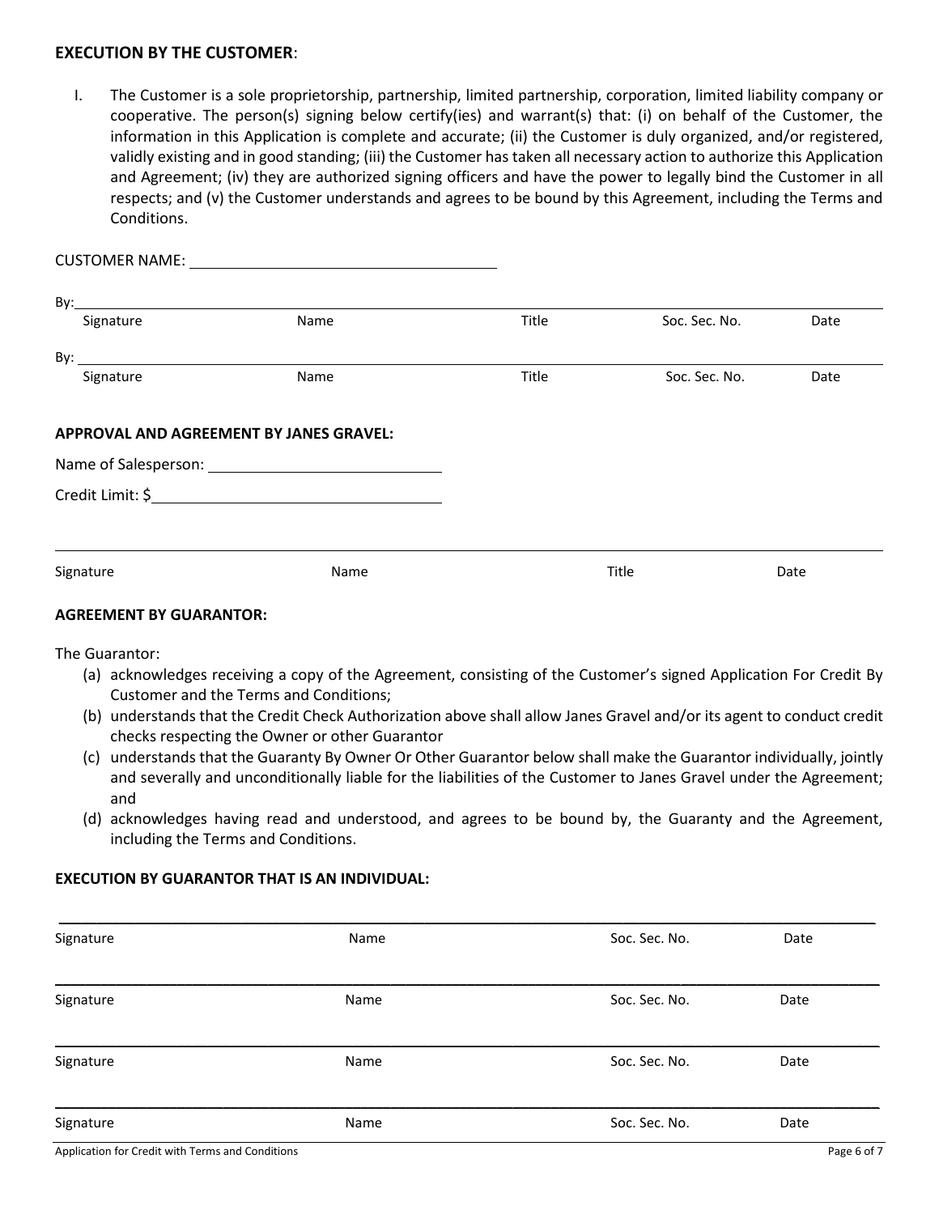**EXECUTION BY THE CUSTOMER**:

I. The Customer is a sole proprietorship, partnership, limited partnership, corporation, limited liability company or cooperative. The person(s) signing below certify(ies) and warrant(s) that: (i) on behalf of the Customer, the information in this Application is complete and accurate; (ii) the Customer is duly organized, and/or registered, validly existing and in good standing; (iii) the Customer has taken all necessary action to authorize this Application and Agreement; (iv) they are authorized signing officers and have the power to legally bind the Customer in all respects; and (v) the Customer understands and agrees to be bound by this Agreement, including the Terms and Conditions.

CUSTOMER NAME: ____________________________________

By: ____________________________________________________________________________________________

Signature | Name | Title | Soc. Sec. No. | Date

By: ____________________________________________________________________________________________

Signature | Name | Title | Soc. Sec. No. | Date

**APPROVAL AND AGREEMENT BY JANES GRAVEL:**

Name of Salesperson: ____________________________

Credit Limit: $____________________________________

____________________________________________________________________________________________

Signature | Name | Title | Date

**AGREEMENT BY GUARANTOR:**

The Guarantor:

(a) acknowledges receiving a copy of the Agreement, consisting of the Customer's signed Application For Credit By Customer and the Terms and Conditions;
(b) understands that the Credit Check Authorization above shall allow Janes Gravel and/or its agent to conduct credit checks respecting the Owner or other Guarantor
(c) understands that the Guaranty By Owner Or Other Guarantor below shall make the Guarantor individually, jointly and severally and unconditionally liable for the liabilities of the Customer to Janes Gravel under the Agreement; and
(d) acknowledges having read and understood, and agrees to be bound by, the Guaranty and the Agreement, including the Terms and Conditions.

**EXECUTION BY GUARANTOR THAT IS AN INDIVIDUAL:**

____________________________________________________________________________________________

Signature | Name | Soc. Sec. No. | Date

____________________________________________________________________________________________

Signature | Name | Soc. Sec. No. | Date

____________________________________________________________________________________________

Signature | Name | Soc. Sec. No. | Date

____________________________________________________________________________________________

Signature | Name | Soc. Sec. No. | Date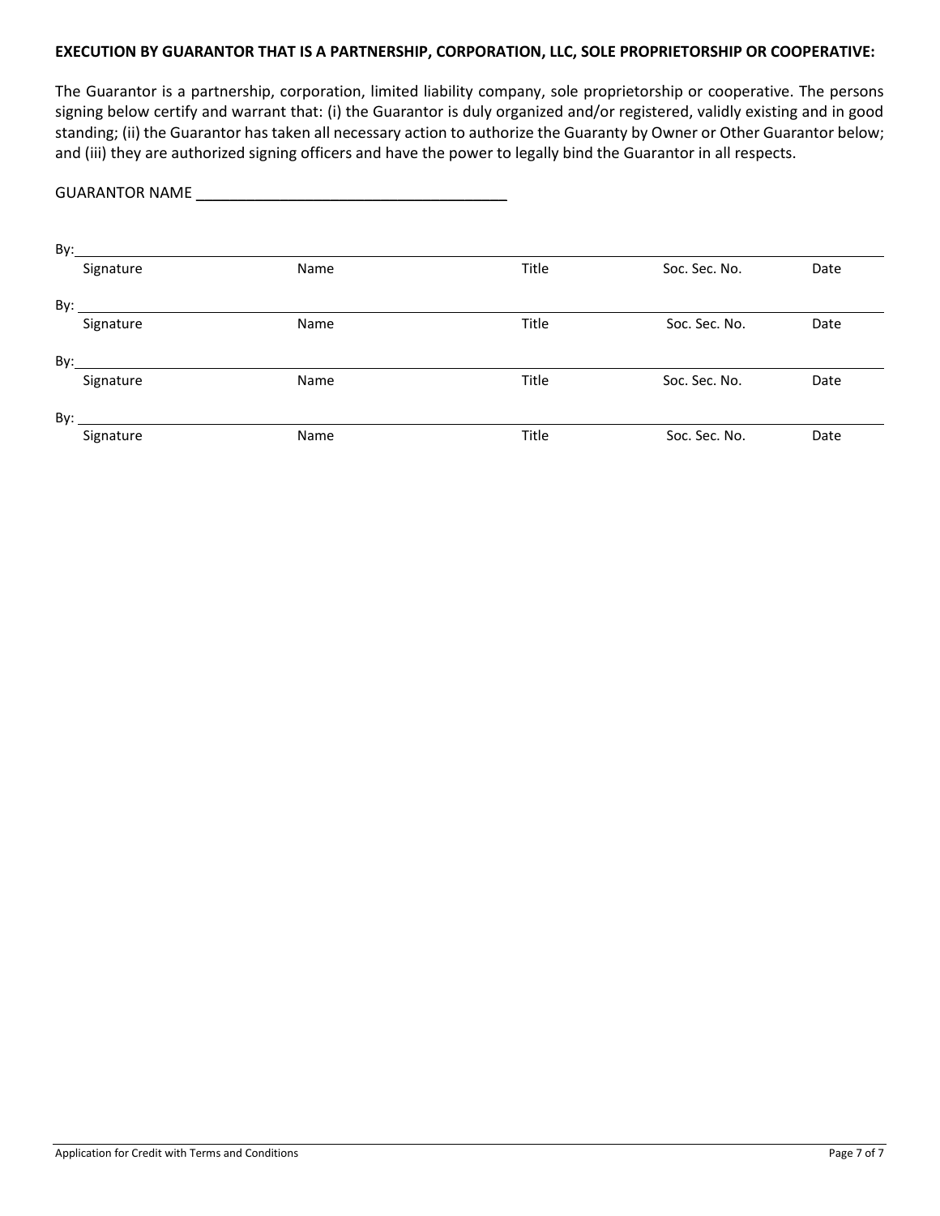**EXECUTION BY GUARANTOR THAT IS A PARTNERSHIP, CORPORATION, LLC, SOLE PROPRIETORSHIP OR COOPERATIVE:**

The Guarantor is a partnership, corporation, limited liability company, sole proprietorship or cooperative. The persons signing below certify and warrant that: (i) the Guarantor is duly organized and/or registered, validly existing and in good standing; (ii) the Guarantor has taken all necessary action to authorize the Guaranty by Owner or Other Guarantor below; and (iii) they are authorized signing officers and have the power to legally bind the Guarantor in all respects.

GUARANTOR NAME ____________________________________

By: ______________________________________________________________________________________________
Signature | Name | Title | Soc. Sec. No. | Date

By: ______________________________________________________________________________________________
Signature | Name | Title | Soc. Sec. No. | Date

By: ______________________________________________________________________________________________
Signature | Name | Title | Soc. Sec. No. | Date

By: ______________________________________________________________________________________________
Signature | Name | Title | Soc. Sec. No. | Date